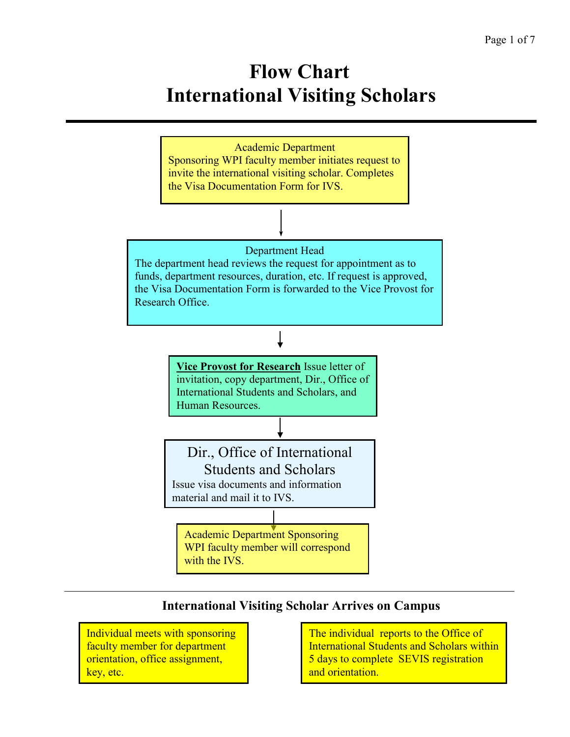# Flow Chart
# International Visiting Scholars

---

Academic Department
Sponsoring WPI faculty member initiates request to invite the international visiting scholar. Completes the Visa Documentation Form for IVS.

↓

Department Head
The department head reviews the request for appointment as to funds, department resources, duration, etc. If request is approved, the Visa Documentation Form is forwarded to the Vice Provost for Research Office.

↓

**Vice Provost for Research** Issue letter of invitation, copy department, Dir., Office of International Students and Scholars, and Human Resources.

↓

Dir., Office of International Students and Scholars
Issue visa documents and information material and mail it to IVS.

↓

Academic Department Sponsoring WPI faculty member will correspond with the IVS.

---

### International Visiting Scholar Arrives on Campus

Individual meets with sponsoring faculty member for department orientation, office assignment, key, etc.

The individual reports to the Office of International Students and Scholars within 5 days to complete SEVIS registration and orientation.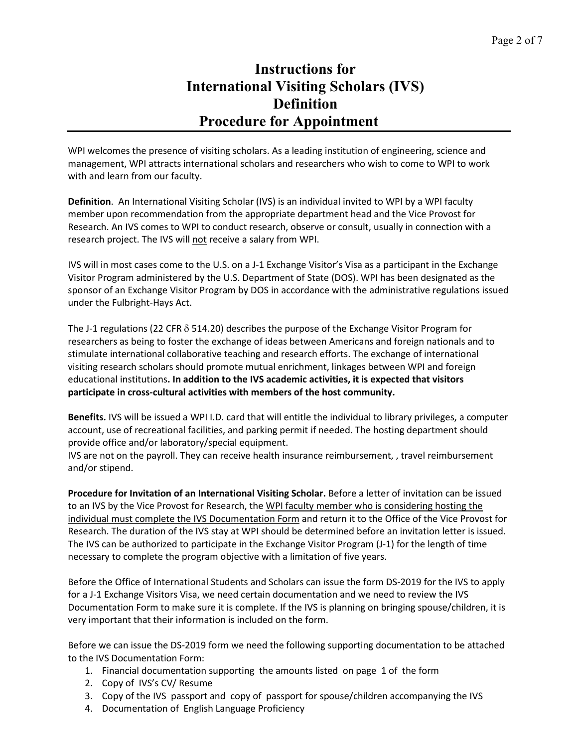# Instructions for International Visiting Scholars (IVS) Definition Procedure for Appointment

WPI welcomes the presence of visiting scholars. As a leading institution of engineering, science and management, WPI attracts international scholars and researchers who wish to come to WPI to work with and learn from our faculty.

**Definition**. An International Visiting Scholar (IVS) is an individual invited to WPI by a WPI faculty member upon recommendation from the appropriate department head and the Vice Provost for Research. An IVS comes to WPI to conduct research, observe or consult, usually in connection with a research project. The IVS will <u>not</u> receive a salary from WPI.

IVS will in most cases come to the U.S. on a J-1 Exchange Visitor's Visa as a participant in the Exchange Visitor Program administered by the U.S. Department of State (DOS). WPI has been designated as the sponsor of an Exchange Visitor Program by DOS in accordance with the administrative regulations issued under the Fulbright-Hays Act.

The J-1 regulations (22 CFR δ 514.20) describes the purpose of the Exchange Visitor Program for researchers as being to foster the exchange of ideas between Americans and foreign nationals and to stimulate international collaborative teaching and research efforts. The exchange of international visiting research scholars should promote mutual enrichment, linkages between WPI and foreign educational institutions**. In addition to the IVS academic activities, it is expected that visitors participate in cross-cultural activities with members of the host community.**

**Benefits.** IVS will be issued a WPI I.D. card that will entitle the individual to library privileges, a computer account, use of recreational facilities, and parking permit if needed. The hosting department should provide office and/or laboratory/special equipment.
IVS are not on the payroll. They can receive health insurance reimbursement, , travel reimbursement and/or stipend.

**Procedure for Invitation of an International Visiting Scholar.** Before a letter of invitation can be issued to an IVS by the Vice Provost for Research, the <u>WPI faculty member who is considering hosting the individual must complete the IVS Documentation Form</u> and return it to the Office of the Vice Provost for Research. The duration of the IVS stay at WPI should be determined before an invitation letter is issued. The IVS can be authorized to participate in the Exchange Visitor Program (J-1) for the length of time necessary to complete the program objective with a limitation of five years.

Before the Office of International Students and Scholars can issue the form DS-2019 for the IVS to apply for a J-1 Exchange Visitors Visa, we need certain documentation and we need to review the IVS Documentation Form to make sure it is complete. If the IVS is planning on bringing spouse/children, it is very important that their information is included on the form.

Before we can issue the DS-2019 form we need the following supporting documentation to be attached to the IVS Documentation Form:

1. Financial documentation supporting the amounts listed on page 1 of the form
2. Copy of IVS's CV/ Resume
3. Copy of the IVS passport and copy of passport for spouse/children accompanying the IVS
4. Documentation of English Language Proficiency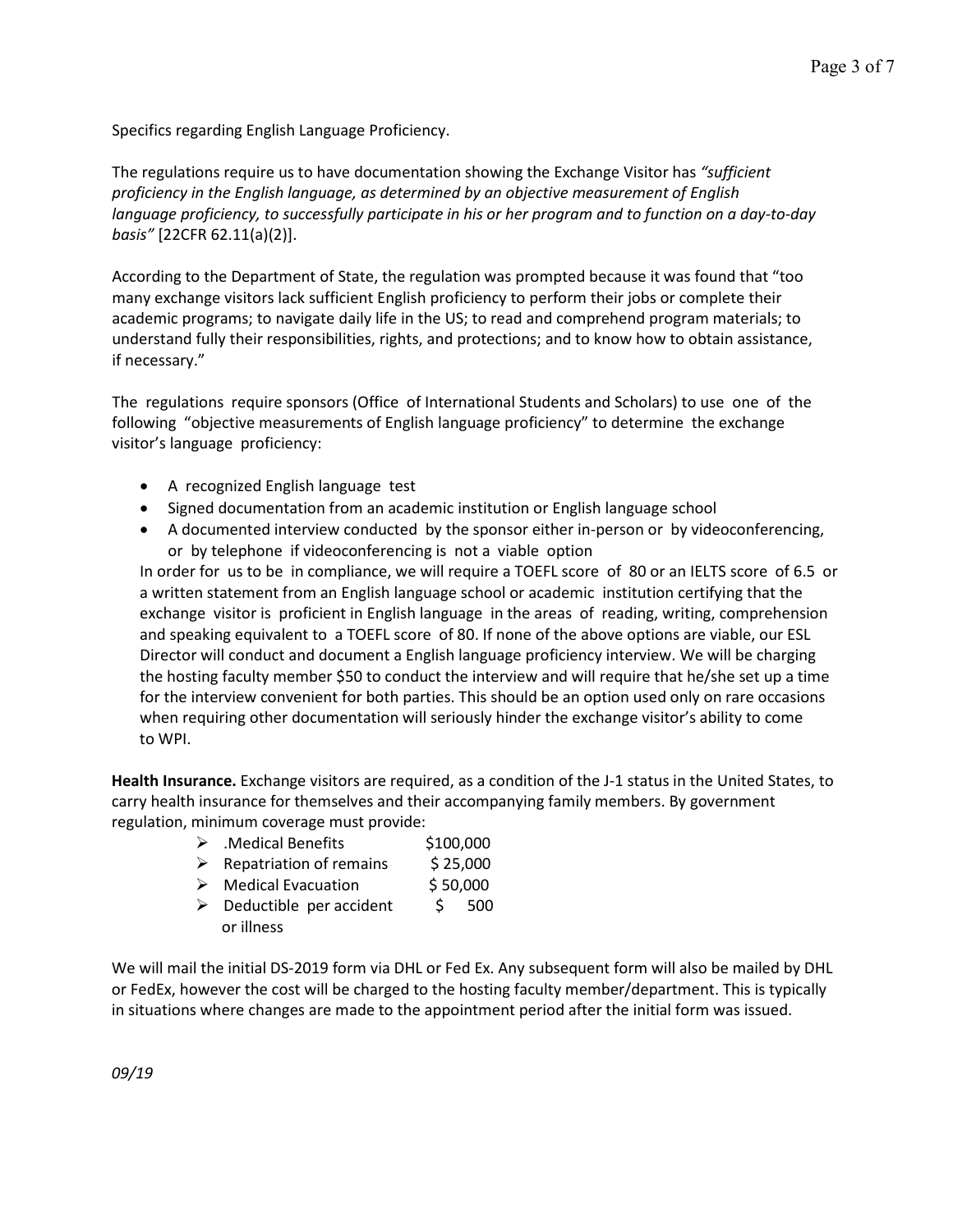Specifics regarding English Language Proficiency.

The regulations require us to have documentation showing the Exchange Visitor has *"sufficient proficiency in the English language, as determined by an objective measurement of English language proficiency, to successfully participate in his or her program and to function on a day-to-day basis"* [22CFR 62.11(a)(2)].

According to the Department of State, the regulation was prompted because it was found that "too many exchange visitors lack sufficient English proficiency to perform their jobs or complete their academic programs; to navigate daily life in the US; to read and comprehend program materials; to understand fully their responsibilities, rights, and protections; and to know how to obtain assistance, if necessary."

The regulations require sponsors (Office of International Students and Scholars) to use one of the following "objective measurements of English language proficiency" to determine the exchange visitor's language proficiency:

- A recognized English language test
- Signed documentation from an academic institution or English language school
- A documented interview conducted by the sponsor either in-person or by videoconferencing, or by telephone if videoconferencing is not a viable option

In order for us to be in compliance, we will require a TOEFL score of 80 or an IELTS score of 6.5 or a written statement from an English language school or academic institution certifying that the exchange visitor is proficient in English language in the areas of reading, writing, comprehension and speaking equivalent to a TOEFL score of 80. If none of the above options are viable, our ESL Director will conduct and document a English language proficiency interview. We will be charging the hosting faculty member $50 to conduct the interview and will require that he/she set up a time for the interview convenient for both parties. This should be an option used only on rare occasions when requiring other documentation will seriously hinder the exchange visitor's ability to come to WPI.

**Health Insurance.** Exchange visitors are required, as a condition of the J-1 status in the United States, to carry health insurance for themselves and their accompanying family members. By government regulation, minimum coverage must provide:

- .Medical Benefits $100,000
- Repatriation of remains $ 25,000
- Medical Evacuation $ 50,000
- Deductible per accident or illness $ 500

We will mail the initial DS-2019 form via DHL or Fed Ex. Any subsequent form will also be mailed by DHL or FedEx, however the cost will be charged to the hosting faculty member/department. This is typically in situations where changes are made to the appointment period after the initial form was issued.

*09/19*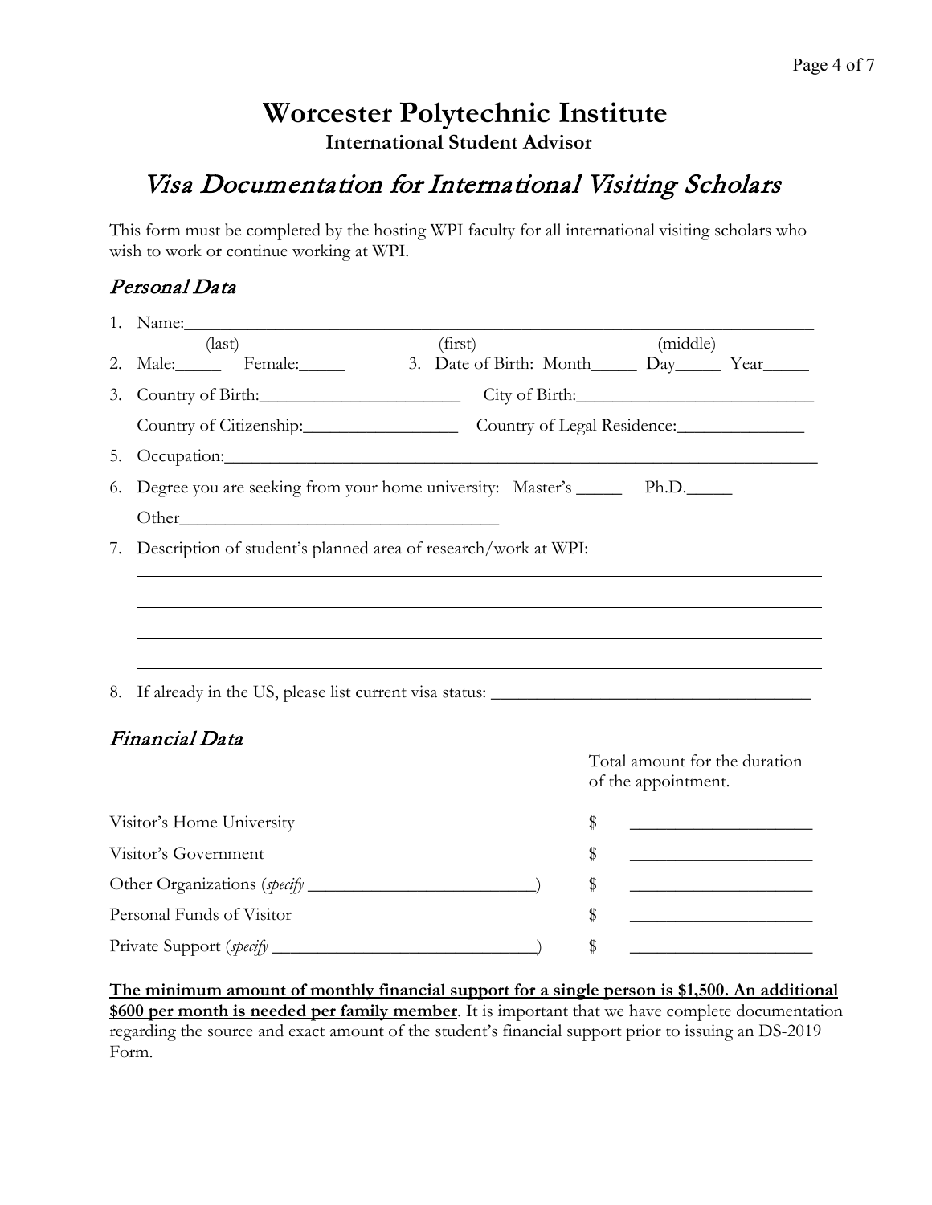# Worcester Polytechnic Institute

**International Student Advisor**

## *Visa Documentation for International Visiting Scholars*

This form must be completed by the hosting WPI faculty for all international visiting scholars who wish to work or continue working at WPI.

### *Personal Data*

1. Name:_______________________________________________________________________
   (last) (first) (middle)
2. Male:_____ Female:_____ 3. Date of Birth: Month_____ Day_____ Year_____
3. Country of Birth:______________________ City of Birth:__________________________
   Country of Citizenship:________________ Country of Legal Residence:______________
5. Occupation:______________________________________________________________________
6. Degree you are seeking from your home university: Master's _____ Ph.D._____
   Other____________________________________
7. Description of student's planned area of research/work at WPI:
   ___________________________________________________________________________
   ___________________________________________________________________________
   ___________________________________________________________________________
   ___________________________________________________________________________
8. If already in the US, please list current visa status: _________________________________

### *Financial Data*

| | Total amount for the duration of the appointment. |
|---|---|
| Visitor's Home University | $ ____________________ |
| Visitor's Government | $ ____________________ |
| Other Organizations (*specify* _________________________) | $ ____________________ |
| Personal Funds of Visitor | $ ____________________ |
| Private Support (*specify* _____________________________) | $ ____________________ |

**The minimum amount of monthly financial support for a single person is $1,500. An additional $600 per month is needed per family member**. It is important that we have complete documentation regarding the source and exact amount of the student's financial support prior to issuing an DS-2019 Form.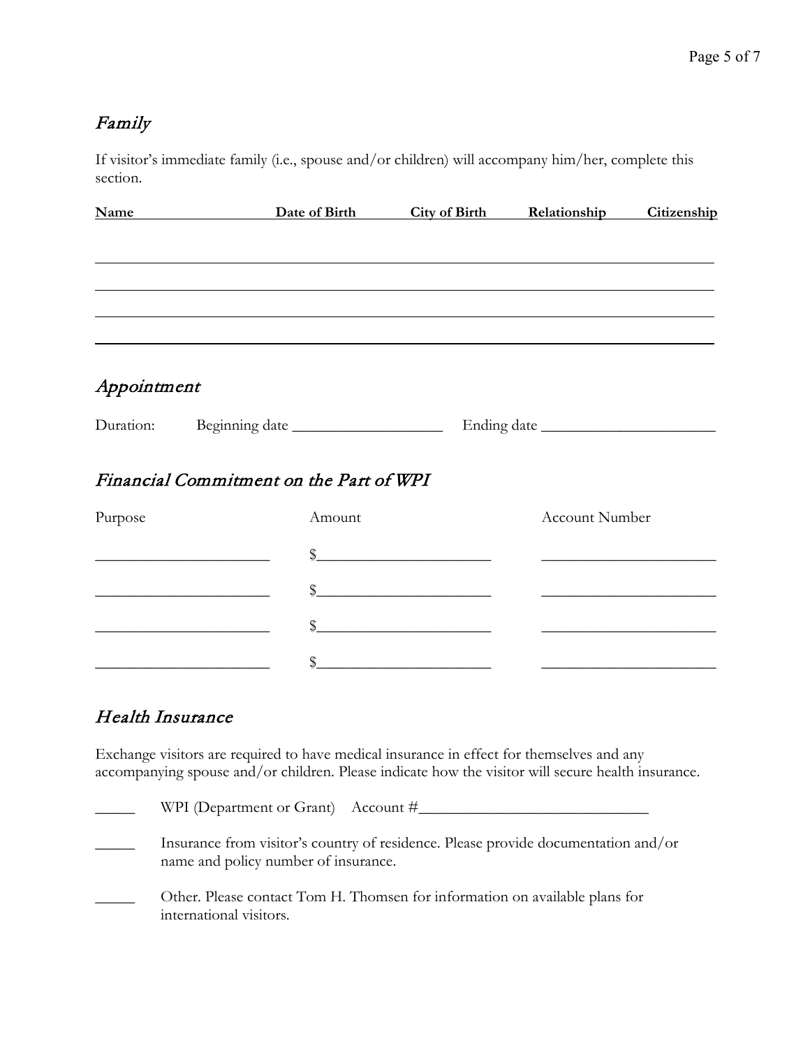## *Family*

If visitor's immediate family (i.e., spouse and/or children) will accompany him/her, complete this section.

| Name | Date of Birth | City of Birth | Relationship | Citizenship |
| --- | --- | --- | --- | --- |
| | | | | |
| | | | | |
| | | | | |
| | | | | |

## *Appointment*

Duration: Beginning date ___________________ Ending date ______________________

## *Financial Commitment on the Part of WPI*

| Purpose | Amount | Account Number |
| --- | --- | --- |
| ______________________ | $______________________ | ______________________ |
| ______________________ | $______________________ | ______________________ |
| ______________________ | $______________________ | ______________________ |
| ______________________ | $______________________ | ______________________ |

## *Health Insurance*

Exchange visitors are required to have medical insurance in effect for themselves and any accompanying spouse and/or children. Please indicate how the visitor will secure health insurance.

_____ WPI (Department or Grant) Account #_____________________________

_____ Insurance from visitor's country of residence. Please provide documentation and/or name and policy number of insurance.

_____ Other. Please contact Tom H. Thomsen for information on available plans for international visitors.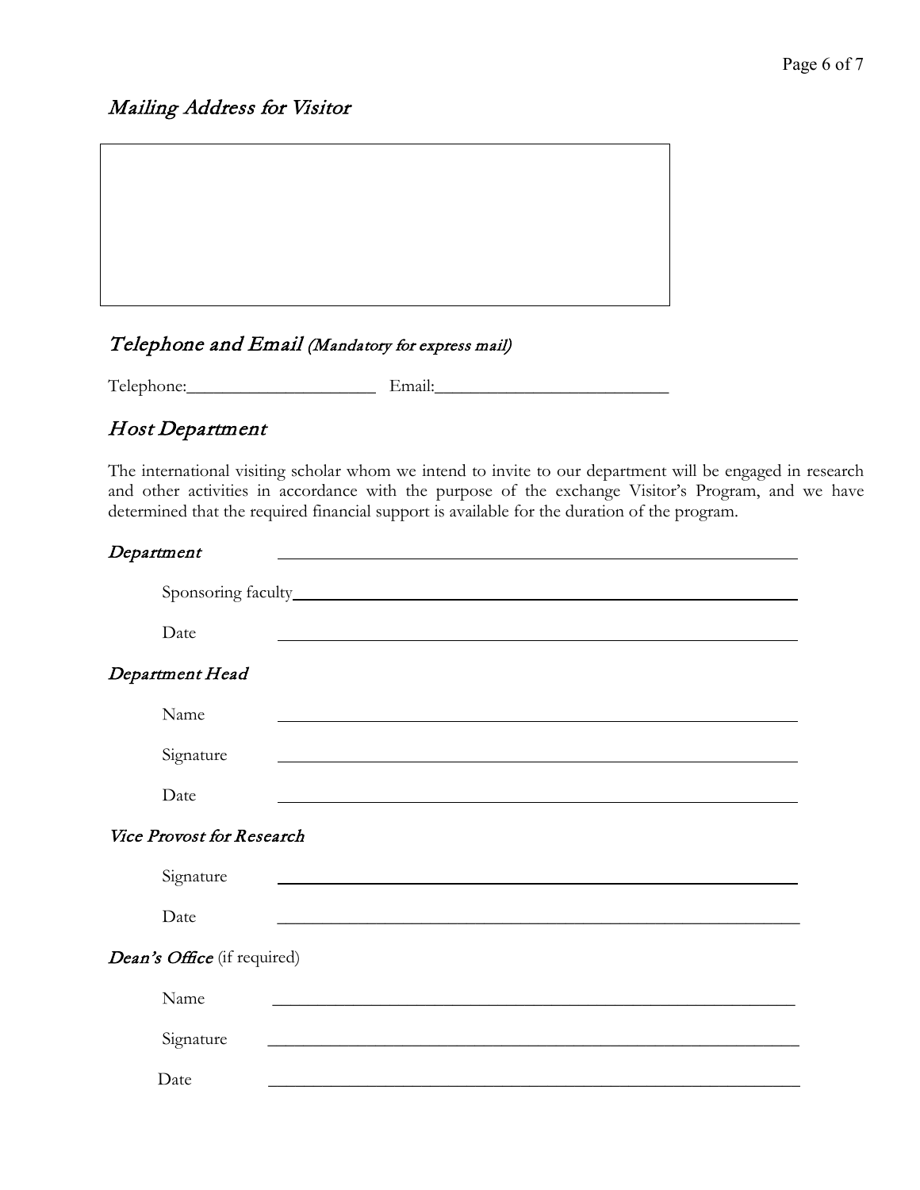## *Mailing Address for Visitor*

|   |
|---|
|   |

## *Telephone and Email* *(Mandatory for express mail)*

Telephone:____________________ Email:________________________

## *Host Department*

The international visiting scholar whom we intend to invite to our department will be engaged in research and other activities in accordance with the purpose of the exchange Visitor's Program, and we have determined that the required financial support is available for the duration of the program.

### *Department* ________________________________________

Sponsoring faculty________________________________________

Date ________________________________________

### *Department Head*

Name ________________________________________

Signature ________________________________________

Date ________________________________________

### *Vice Provost for Research*

Signature ________________________________________

Date ________________________________________

### *Dean's Office* (if required)

Name ________________________________________

Signature ________________________________________

Date ________________________________________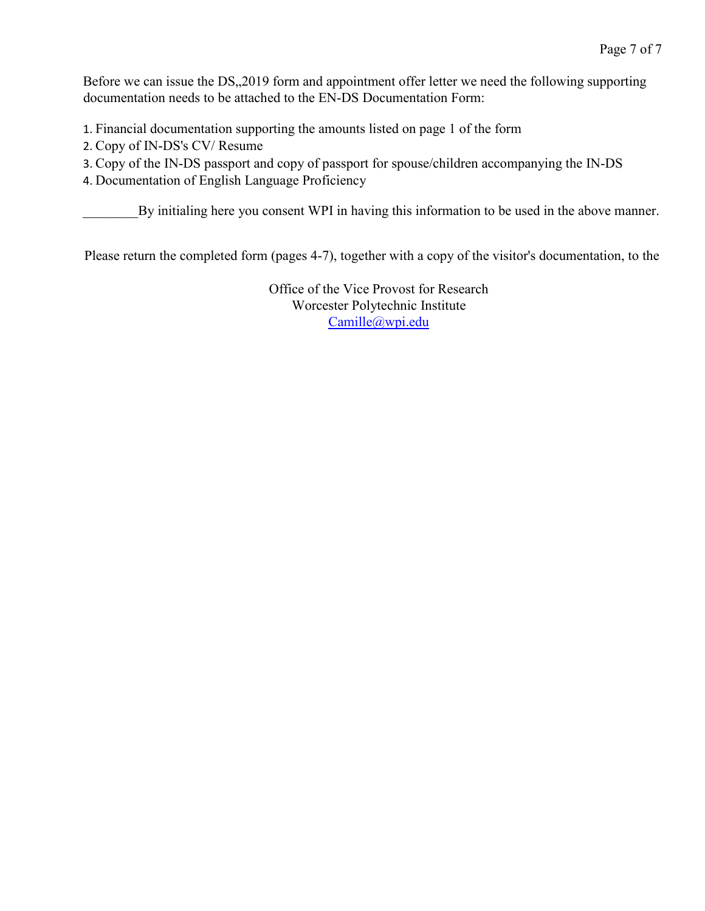Before we can issue the DS,,2019 form and appointment offer letter we need the following supporting documentation needs to be attached to the EN-DS Documentation Form:

1. Financial documentation supporting the amounts listed on page 1 of the form
2. Copy of IN-DS's CV/ Resume
3. Copy of the IN-DS passport and copy of passport for spouse/children accompanying the IN-DS
4. Documentation of English Language Proficiency

________By initialing here you consent WPI in having this information to be used in the above manner.

Please return the completed form (pages 4-7), together with a copy of the visitor's documentation, to the

Office of the Vice Provost for Research  
Worcester Polytechnic Institute  
Camille@wpi.edu